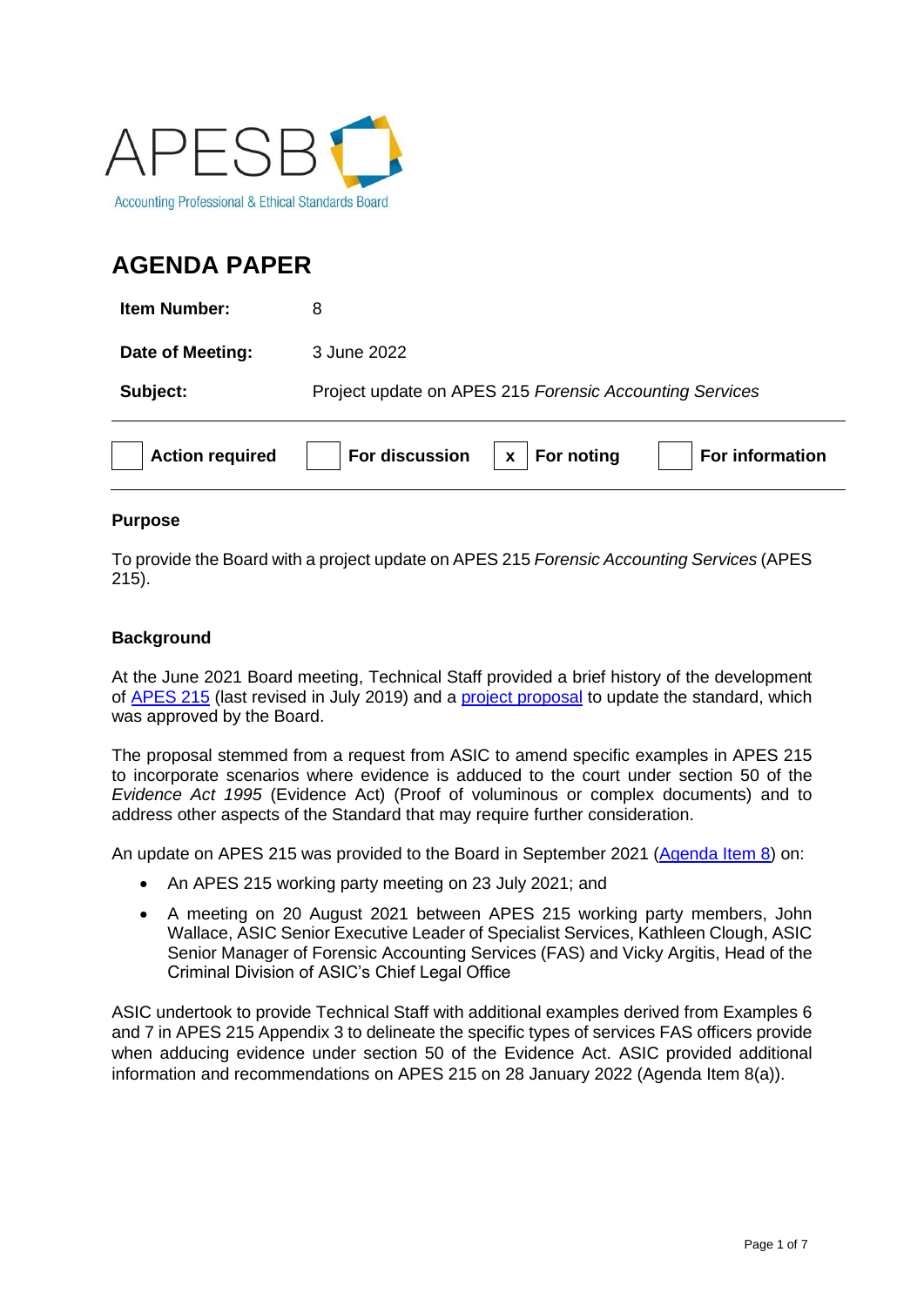APESB

Accounting Professional & Ethical Standards Board

# AGENDA PAPER

| | |
|---|---|
| **Item Number:** | 8 |
| **Date of Meeting:** | 3 June 2022 |
| **Subject:** | Project update on APES 215 *Forensic Accounting Services* |

| | | | | | | | |
|---|---|---|---|---|---|---|---|
| | **Action required** | | **For discussion** | x | **For noting** | | **For information** |

## Purpose

To provide the Board with a project update on APES 215 *Forensic Accounting Services* (APES 215).

## Background

At the June 2021 Board meeting, Technical Staff provided a brief history of the development of APES 215 (last revised in July 2019) and a project proposal to update the standard, which was approved by the Board.

The proposal stemmed from a request from ASIC to amend specific examples in APES 215 to incorporate scenarios where evidence is adduced to the court under section 50 of the *Evidence Act 1995* (Evidence Act) (Proof of voluminous or complex documents) and to address other aspects of the Standard that may require further consideration.

An update on APES 215 was provided to the Board in September 2021 (Agenda Item 8) on:

- An APES 215 working party meeting on 23 July 2021; and
- A meeting on 20 August 2021 between APES 215 working party members, John Wallace, ASIC Senior Executive Leader of Specialist Services, Kathleen Clough, ASIC Senior Manager of Forensic Accounting Services (FAS) and Vicky Argitis, Head of the Criminal Division of ASIC's Chief Legal Office

ASIC undertook to provide Technical Staff with additional examples derived from Examples 6 and 7 in APES 215 Appendix 3 to delineate the specific types of services FAS officers provide when adducing evidence under section 50 of the Evidence Act. ASIC provided additional information and recommendations on APES 215 on 28 January 2022 (Agenda Item 8(a)).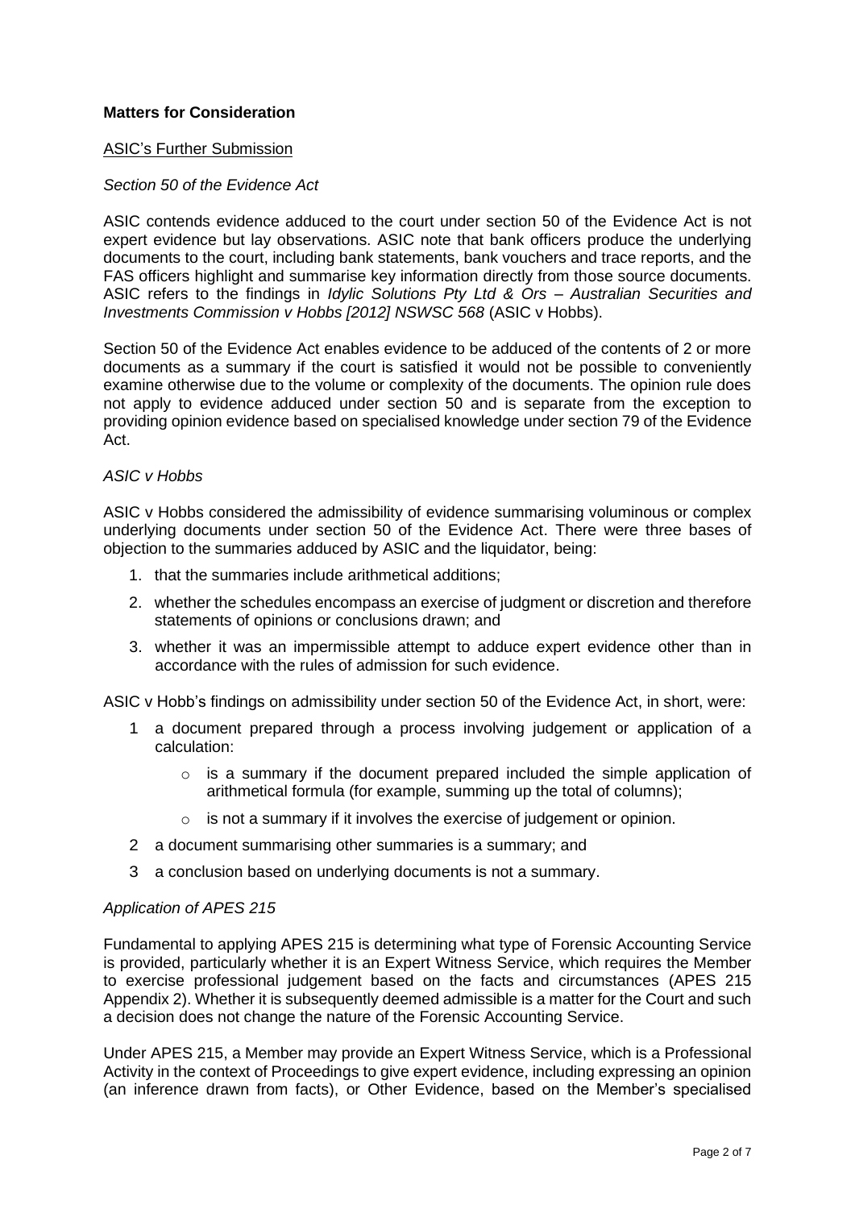**Matters for Consideration**

ASIC's Further Submission

*Section 50 of the Evidence Act*

ASIC contends evidence adduced to the court under section 50 of the Evidence Act is not expert evidence but lay observations. ASIC note that bank officers produce the underlying documents to the court, including bank statements, bank vouchers and trace reports, and the FAS officers highlight and summarise key information directly from those source documents. ASIC refers to the findings in *Idylic Solutions Pty Ltd & Ors – Australian Securities and Investments Commission v Hobbs [2012] NSWSC 568* (ASIC v Hobbs).

Section 50 of the Evidence Act enables evidence to be adduced of the contents of 2 or more documents as a summary if the court is satisfied it would not be possible to conveniently examine otherwise due to the volume or complexity of the documents. The opinion rule does not apply to evidence adduced under section 50 and is separate from the exception to providing opinion evidence based on specialised knowledge under section 79 of the Evidence Act.

*ASIC v Hobbs*

ASIC v Hobbs considered the admissibility of evidence summarising voluminous or complex underlying documents under section 50 of the Evidence Act. There were three bases of objection to the summaries adduced by ASIC and the liquidator, being:

1. that the summaries include arithmetical additions;
2. whether the schedules encompass an exercise of judgment or discretion and therefore statements of opinions or conclusions drawn; and
3. whether it was an impermissible attempt to adduce expert evidence other than in accordance with the rules of admission for such evidence.

ASIC v Hobb's findings on admissibility under section 50 of the Evidence Act, in short, were:

1 a document prepared through a process involving judgement or application of a calculation:
   - is a summary if the document prepared included the simple application of arithmetical formula (for example, summing up the total of columns);
   - is not a summary if it involves the exercise of judgement or opinion.

2 a document summarising other summaries is a summary; and

3 a conclusion based on underlying documents is not a summary.

*Application of APES 215*

Fundamental to applying APES 215 is determining what type of Forensic Accounting Service is provided, particularly whether it is an Expert Witness Service, which requires the Member to exercise professional judgement based on the facts and circumstances (APES 215 Appendix 2). Whether it is subsequently deemed admissible is a matter for the Court and such a decision does not change the nature of the Forensic Accounting Service.

Under APES 215, a Member may provide an Expert Witness Service, which is a Professional Activity in the context of Proceedings to give expert evidence, including expressing an opinion (an inference drawn from facts), or Other Evidence, based on the Member's specialised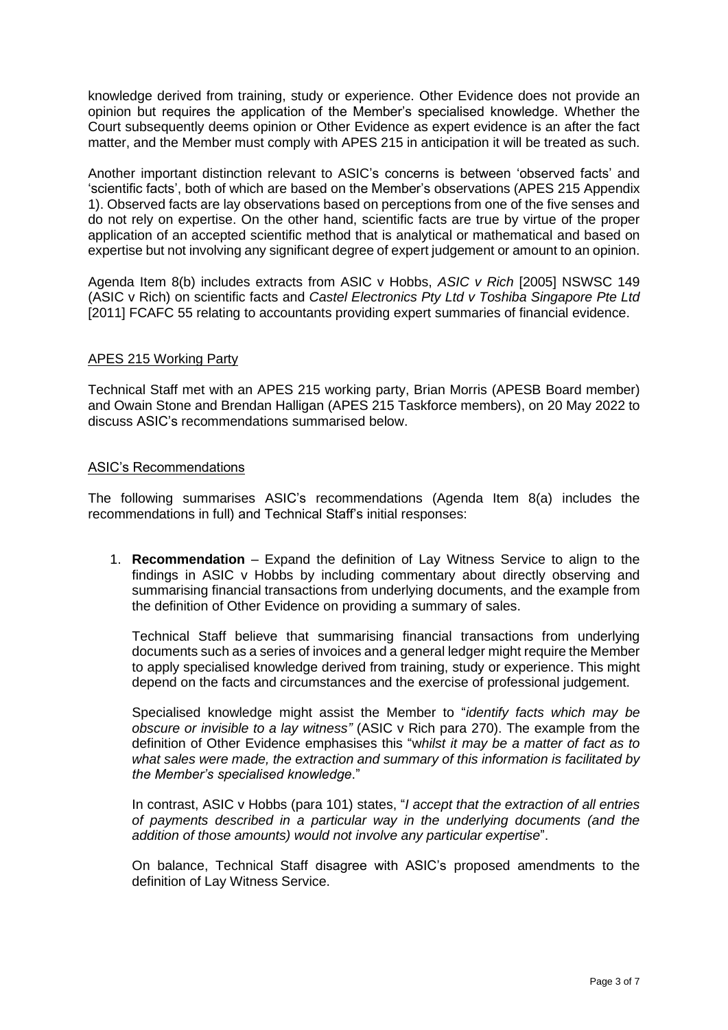knowledge derived from training, study or experience. Other Evidence does not provide an opinion but requires the application of the Member's specialised knowledge. Whether the Court subsequently deems opinion or Other Evidence as expert evidence is an after the fact matter, and the Member must comply with APES 215 in anticipation it will be treated as such.

Another important distinction relevant to ASIC's concerns is between 'observed facts' and 'scientific facts', both of which are based on the Member's observations (APES 215 Appendix 1). Observed facts are lay observations based on perceptions from one of the five senses and do not rely on expertise. On the other hand, scientific facts are true by virtue of the proper application of an accepted scientific method that is analytical or mathematical and based on expertise but not involving any significant degree of expert judgement or amount to an opinion.

Agenda Item 8(b) includes extracts from ASIC v Hobbs, *ASIC v Rich* [2005] NSWSC 149 (ASIC v Rich) on scientific facts and *Castel Electronics Pty Ltd v Toshiba Singapore Pte Ltd* [2011] FCAFC 55 relating to accountants providing expert summaries of financial evidence.

## APES 215 Working Party

Technical Staff met with an APES 215 working party, Brian Morris (APESB Board member) and Owain Stone and Brendan Halligan (APES 215 Taskforce members), on 20 May 2022 to discuss ASIC's recommendations summarised below.

## ASIC's Recommendations

The following summarises ASIC's recommendations (Agenda Item 8(a) includes the recommendations in full) and Technical Staff's initial responses:

1. **Recommendation** – Expand the definition of Lay Witness Service to align to the findings in ASIC v Hobbs by including commentary about directly observing and summarising financial transactions from underlying documents, and the example from the definition of Other Evidence on providing a summary of sales.

   Technical Staff believe that summarising financial transactions from underlying documents such as a series of invoices and a general ledger might require the Member to apply specialised knowledge derived from training, study or experience. This might depend on the facts and circumstances and the exercise of professional judgement.

   Specialised knowledge might assist the Member to "*identify facts which may be obscure or invisible to a lay witness"* (ASIC v Rich para 270). The example from the definition of Other Evidence emphasises this "*whilst it may be a matter of fact as to what sales were made, the extraction and summary of this information is facilitated by the Member's specialised knowledge*."

   In contrast, ASIC v Hobbs (para 101) states, "*I accept that the extraction of all entries of payments described in a particular way in the underlying documents (and the addition of those amounts) would not involve any particular expertise*".

   On balance, Technical Staff disagree with ASIC's proposed amendments to the definition of Lay Witness Service.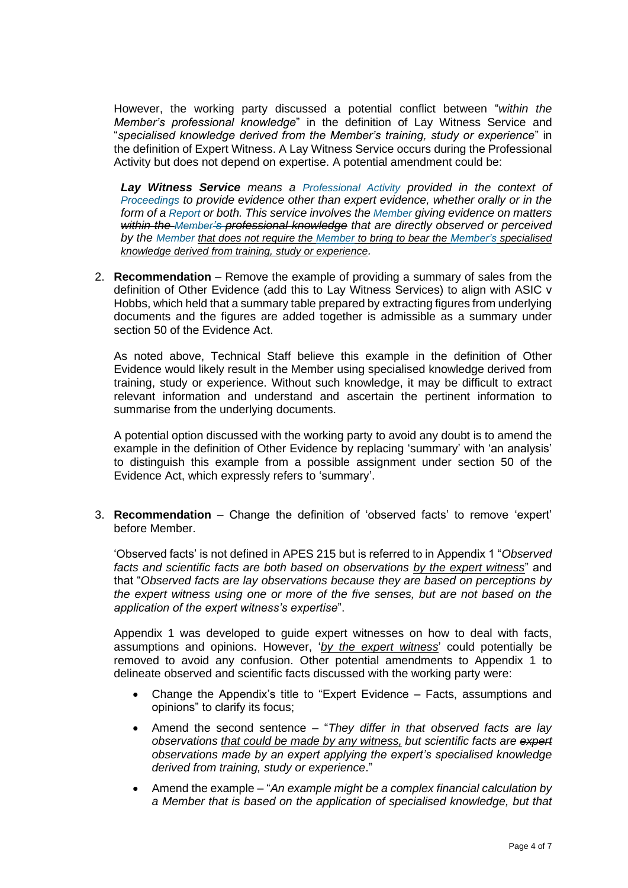However, the working party discussed a potential conflict between "*within the Member's professional knowledge*" in the definition of Lay Witness Service and "*specialised knowledge derived from the Member's training, study or experience*" in the definition of Expert Witness. A Lay Witness Service occurs during the Professional Activity but does not depend on expertise. A potential amendment could be:

> ***Lay Witness Service*** *means a Professional Activity provided in the context of Proceedings to provide evidence other than expert evidence, whether orally or in the form of a Report or both. This service involves the Member giving evidence on matters* ~~*within the Member's professional knowledge*~~ *that are directly observed or perceived by the Member* <u>*that does not require the Member to bring to bear the Member's specialised knowledge derived from training, study or experience*</u>*.*

2. **Recommendation** – Remove the example of providing a summary of sales from the definition of Other Evidence (add this to Lay Witness Services) to align with ASIC v Hobbs, which held that a summary table prepared by extracting figures from underlying documents and the figures are added together is admissible as a summary under section 50 of the Evidence Act.

   As noted above, Technical Staff believe this example in the definition of Other Evidence would likely result in the Member using specialised knowledge derived from training, study or experience. Without such knowledge, it may be difficult to extract relevant information and understand and ascertain the pertinent information to summarise from the underlying documents.

   A potential option discussed with the working party to avoid any doubt is to amend the example in the definition of Other Evidence by replacing 'summary' with 'an analysis' to distinguish this example from a possible assignment under section 50 of the Evidence Act, which expressly refers to 'summary'.

3. **Recommendation** – Change the definition of 'observed facts' to remove 'expert' before Member.

   'Observed facts' is not defined in APES 215 but is referred to in Appendix 1 "*Observed facts and scientific facts are both based on observations* <u>*by the expert witness*</u>" and that "*Observed facts are lay observations because they are based on perceptions by the expert witness using one or more of the five senses, but are not based on the application of the expert witness's expertise*".

   Appendix 1 was developed to guide expert witnesses on how to deal with facts, assumptions and opinions. However, '<u>*by the expert witness*</u>' could potentially be removed to avoid any confusion. Other potential amendments to Appendix 1 to delineate observed and scientific facts discussed with the working party were:

   - Change the Appendix's title to "Expert Evidence – Facts, assumptions and opinions" to clarify its focus;
   - Amend the second sentence – "*They differ in that observed facts are lay observations* <u>*that could be made by any witness,*</u> *but scientific facts are* ~~*expert*~~ *observations made by an expert applying the expert's specialised knowledge derived from training, study or experience*."
   - Amend the example – "*An example might be a complex financial calculation by a Member that is based on the application of specialised knowledge, but that*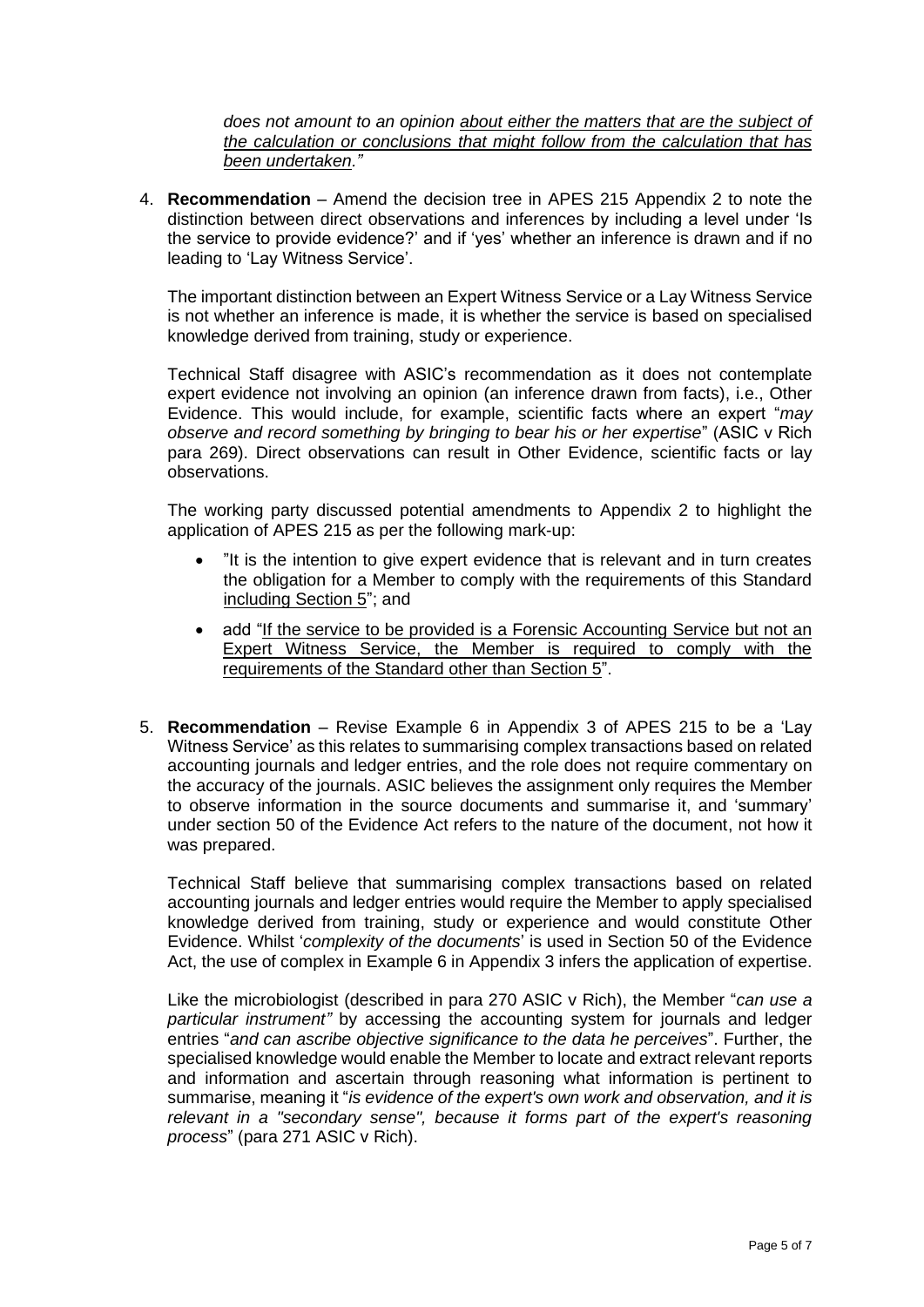*does not amount to an opinion <u>about either the matters that are the subject of the calculation or conclusions that might follow from the calculation that has been undertaken</u>."*

4. **Recommendation** – Amend the decision tree in APES 215 Appendix 2 to note the distinction between direct observations and inferences by including a level under 'Is the service to provide evidence?' and if 'yes' whether an inference is drawn and if no leading to 'Lay Witness Service'.

   The important distinction between an Expert Witness Service or a Lay Witness Service is not whether an inference is made, it is whether the service is based on specialised knowledge derived from training, study or experience.

   Technical Staff disagree with ASIC's recommendation as it does not contemplate expert evidence not involving an opinion (an inference drawn from facts), i.e., Other Evidence. This would include, for example, scientific facts where an expert "*may observe and record something by bringing to bear his or her expertise*" (ASIC v Rich para 269). Direct observations can result in Other Evidence, scientific facts or lay observations.

   The working party discussed potential amendments to Appendix 2 to highlight the application of APES 215 as per the following mark-up:

   - "It is the intention to give expert evidence that is relevant and in turn creates the obligation for a Member to comply with the requirements of this Standard <u>including Section 5</u>"; and
   - add "<u>If the service to be provided is a Forensic Accounting Service but not an Expert Witness Service, the Member is required to comply with the requirements of the Standard other than Section 5</u>".

5. **Recommendation** – Revise Example 6 in Appendix 3 of APES 215 to be a 'Lay Witness Service' as this relates to summarising complex transactions based on related accounting journals and ledger entries, and the role does not require commentary on the accuracy of the journals. ASIC believes the assignment only requires the Member to observe information in the source documents and summarise it, and 'summary' under section 50 of the Evidence Act refers to the nature of the document, not how it was prepared.

   Technical Staff believe that summarising complex transactions based on related accounting journals and ledger entries would require the Member to apply specialised knowledge derived from training, study or experience and would constitute Other Evidence. Whilst '*complexity of the documents*' is used in Section 50 of the Evidence Act, the use of complex in Example 6 in Appendix 3 infers the application of expertise.

   Like the microbiologist (described in para 270 ASIC v Rich), the Member "*can use a particular instrument"* by accessing the accounting system for journals and ledger entries "*and can ascribe objective significance to the data he perceives*". Further, the specialised knowledge would enable the Member to locate and extract relevant reports and information and ascertain through reasoning what information is pertinent to summarise, meaning it "*is evidence of the expert's own work and observation, and it is relevant in a "secondary sense", because it forms part of the expert's reasoning process*" (para 271 ASIC v Rich).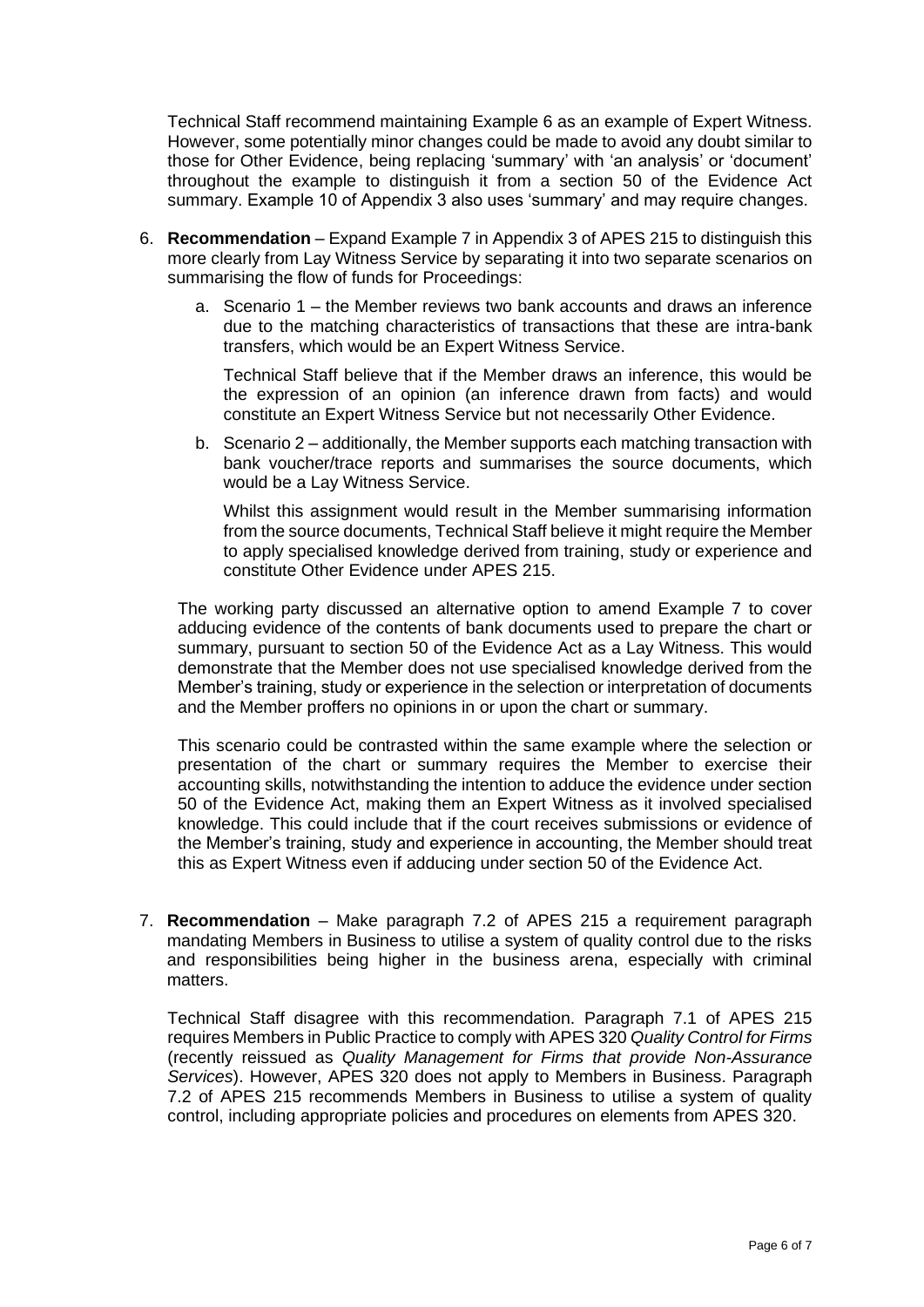Technical Staff recommend maintaining Example 6 as an example of Expert Witness. However, some potentially minor changes could be made to avoid any doubt similar to those for Other Evidence, being replacing 'summary' with 'an analysis' or 'document' throughout the example to distinguish it from a section 50 of the Evidence Act summary. Example 10 of Appendix 3 also uses 'summary' and may require changes.

6. **Recommendation** – Expand Example 7 in Appendix 3 of APES 215 to distinguish this more clearly from Lay Witness Service by separating it into two separate scenarios on summarising the flow of funds for Proceedings:

   a. Scenario 1 – the Member reviews two bank accounts and draws an inference due to the matching characteristics of transactions that these are intra-bank transfers, which would be an Expert Witness Service.

      Technical Staff believe that if the Member draws an inference, this would be the expression of an opinion (an inference drawn from facts) and would constitute an Expert Witness Service but not necessarily Other Evidence.

   b. Scenario 2 – additionally, the Member supports each matching transaction with bank voucher/trace reports and summarises the source documents, which would be a Lay Witness Service.

      Whilst this assignment would result in the Member summarising information from the source documents, Technical Staff believe it might require the Member to apply specialised knowledge derived from training, study or experience and constitute Other Evidence under APES 215.

   The working party discussed an alternative option to amend Example 7 to cover adducing evidence of the contents of bank documents used to prepare the chart or summary, pursuant to section 50 of the Evidence Act as a Lay Witness. This would demonstrate that the Member does not use specialised knowledge derived from the Member's training, study or experience in the selection or interpretation of documents and the Member proffers no opinions in or upon the chart or summary.

   This scenario could be contrasted within the same example where the selection or presentation of the chart or summary requires the Member to exercise their accounting skills, notwithstanding the intention to adduce the evidence under section 50 of the Evidence Act, making them an Expert Witness as it involved specialised knowledge. This could include that if the court receives submissions or evidence of the Member's training, study and experience in accounting, the Member should treat this as Expert Witness even if adducing under section 50 of the Evidence Act.

7. **Recommendation** – Make paragraph 7.2 of APES 215 a requirement paragraph mandating Members in Business to utilise a system of quality control due to the risks and responsibilities being higher in the business arena, especially with criminal matters.

   Technical Staff disagree with this recommendation. Paragraph 7.1 of APES 215 requires Members in Public Practice to comply with APES 320 *Quality Control for Firms* (recently reissued as *Quality Management for Firms that provide Non-Assurance Services*). However, APES 320 does not apply to Members in Business. Paragraph 7.2 of APES 215 recommends Members in Business to utilise a system of quality control, including appropriate policies and procedures on elements from APES 320.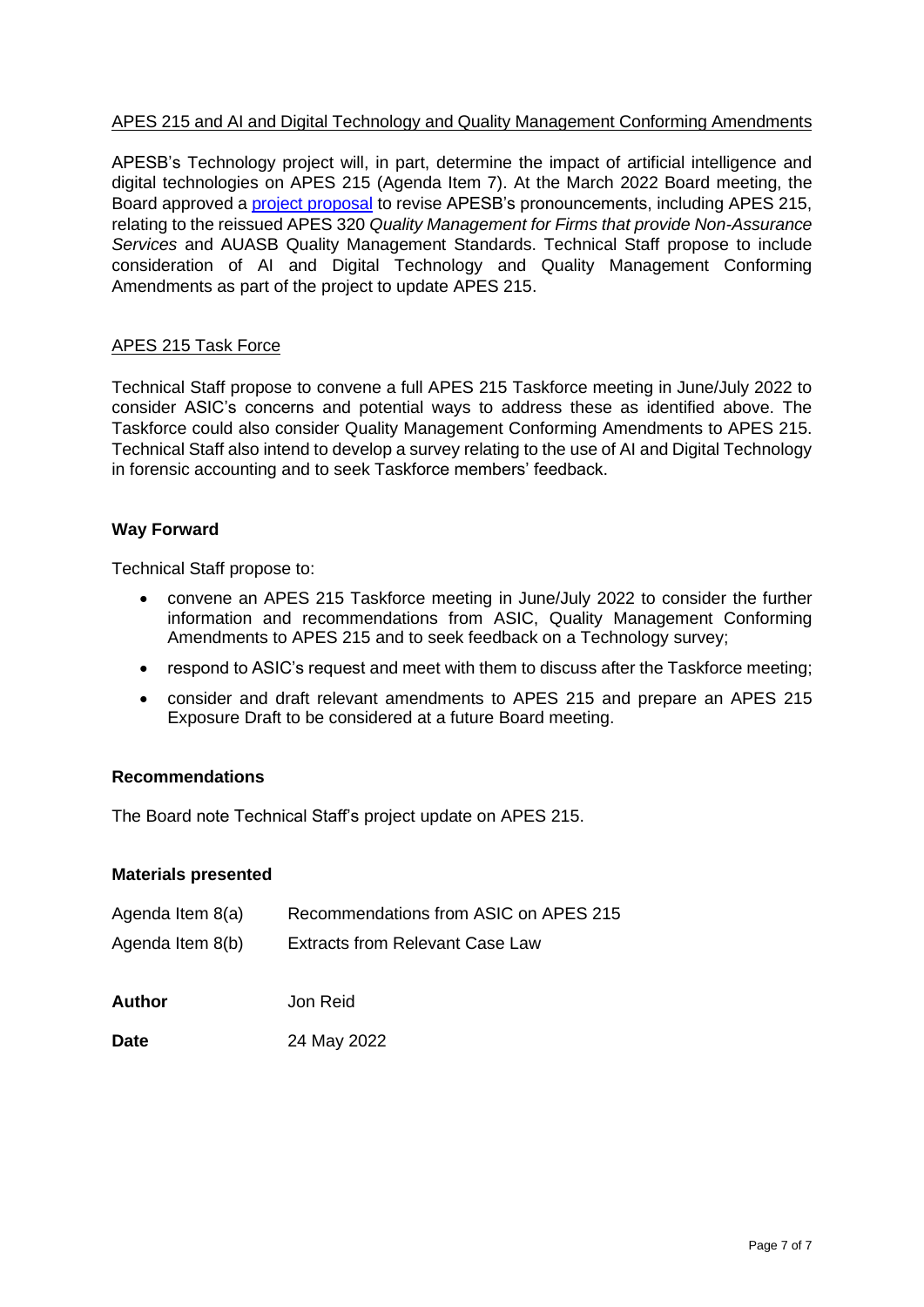APES 215 and AI and Digital Technology and Quality Management Conforming Amendments

APESB's Technology project will, in part, determine the impact of artificial intelligence and digital technologies on APES 215 (Agenda Item 7). At the March 2022 Board meeting, the Board approved a [project proposal] to revise APESB's pronouncements, including APES 215, relating to the reissued APES 320 *Quality Management for Firms that provide Non-Assurance Services* and AUASB Quality Management Standards. Technical Staff propose to include consideration of AI and Digital Technology and Quality Management Conforming Amendments as part of the project to update APES 215.

APES 215 Task Force

Technical Staff propose to convene a full APES 215 Taskforce meeting in June/July 2022 to consider ASIC's concerns and potential ways to address these as identified above. The Taskforce could also consider Quality Management Conforming Amendments to APES 215. Technical Staff also intend to develop a survey relating to the use of AI and Digital Technology in forensic accounting and to seek Taskforce members' feedback.

**Way Forward**

Technical Staff propose to:

- convene an APES 215 Taskforce meeting in June/July 2022 to consider the further information and recommendations from ASIC, Quality Management Conforming Amendments to APES 215 and to seek feedback on a Technology survey;
- respond to ASIC's request and meet with them to discuss after the Taskforce meeting;
- consider and draft relevant amendments to APES 215 and prepare an APES 215 Exposure Draft to be considered at a future Board meeting.

**Recommendations**

The Board note Technical Staff's project update on APES 215.

**Materials presented**

| | |
|---|---|
| Agenda Item 8(a) | Recommendations from ASIC on APES 215 |
| Agenda Item 8(b) | Extracts from Relevant Case Law |

| | |
|---|---|
| **Author** | Jon Reid |
| **Date** | 24 May 2022 |